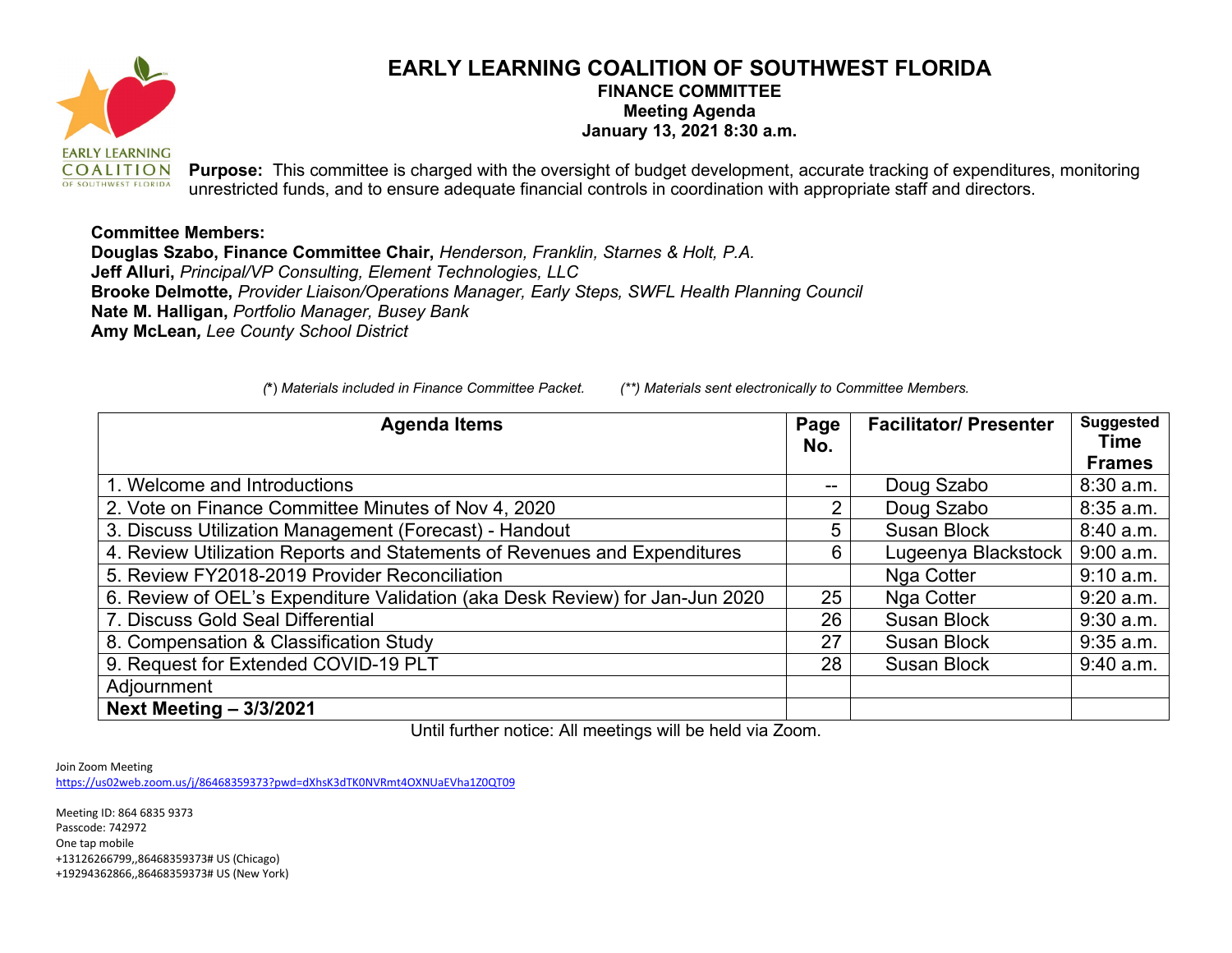# EARLY LEARNING COALITION OF SOUTHWEST FLORIDA

## FINANCE COMMITTEE

**Meeting Agenda**

**January 13, 2021 8:30 a.m.**

**Purpose:** This committee is charged with the oversight of budget development, accurate tracking of expenditures, monitoring unrestricted funds, and to ensure adequate financial controls in coordination with appropriate staff and directors.

**Committee Members:**
**Douglas Szabo, Finance Committee Chair,** *Henderson, Franklin, Starnes & Holt, P.A.*
**Jeff Alluri,** *Principal/VP Consulting, Element Technologies, LLC*
**Brooke Delmotte,** *Provider Liaison/Operations Manager, Early Steps, SWFL Health Planning Council*
**Nate M. Halligan,** *Portfolio Manager, Busey Bank*
**Amy McLean,** *Lee County School District*

*(*) Materials included in Finance Committee Packet.* *(**) Materials sent electronically to Committee Members.*

| Agenda Items | Page No. | Facilitator/ Presenter | Suggested Time Frames |
|---|---|---|---|
| 1. Welcome and Introductions | -- | Doug Szabo | 8:30 a.m. |
| 2. Vote on Finance Committee Minutes of Nov 4, 2020 | 2 | Doug Szabo | 8:35 a.m. |
| 3. Discuss Utilization Management (Forecast) - Handout | 5 | Susan Block | 8:40 a.m. |
| 4. Review Utilization Reports and Statements of Revenues and Expenditures | 6 | Lugeenya Blackstock | 9:00 a.m. |
| 5. Review FY2018-2019 Provider Reconciliation | | Nga Cotter | 9:10 a.m. |
| 6. Review of OEL's Expenditure Validation (aka Desk Review) for Jan-Jun 2020 | 25 | Nga Cotter | 9:20 a.m. |
| 7. Discuss Gold Seal Differential | 26 | Susan Block | 9:30 a.m. |
| 8. Compensation & Classification Study | 27 | Susan Block | 9:35 a.m. |
| 9. Request for Extended COVID-19 PLT | 28 | Susan Block | 9:40 a.m. |
| Adjournment | | | |
| **Next Meeting – 3/3/2021** | | | |

Until further notice: All meetings will be held via Zoom.

Join Zoom Meeting
https://us02web.zoom.us/j/86468359373?pwd=dXhsK3dTK0NVRmt4OXNUaEVha1Z0QT09

Meeting ID: 864 6835 9373
Passcode: 742972
One tap mobile
+13126266799,,86468359373# US (Chicago)
+19294362866,,86468359373# US (New York)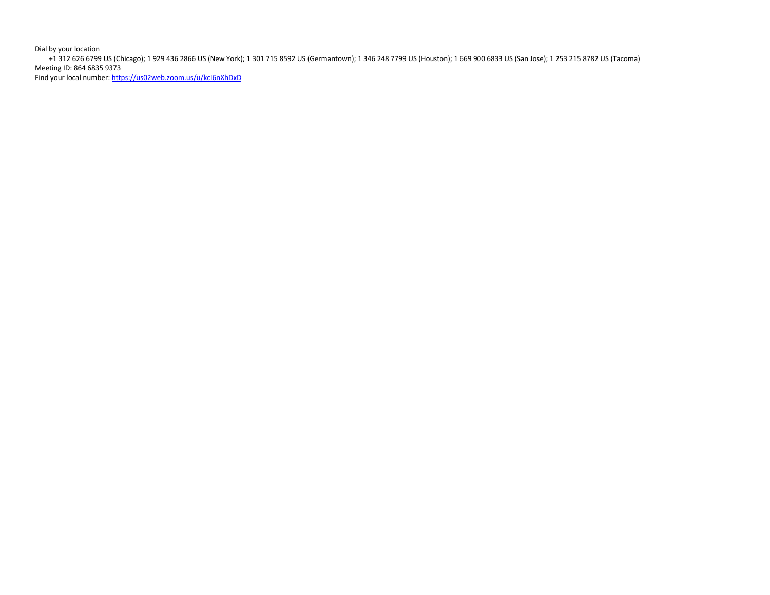Dial by your location

+1 312 626 6799 US (Chicago); 1 929 436 2866 US (New York); 1 301 715 8592 US (Germantown); 1 346 248 7799 US (Houston); 1 669 900 6833 US (San Jose); 1 253 215 8782 US (Tacoma)

Meeting ID: 864 6835 9373

Find your local number: https://us02web.zoom.us/u/kcI6nXhDxD